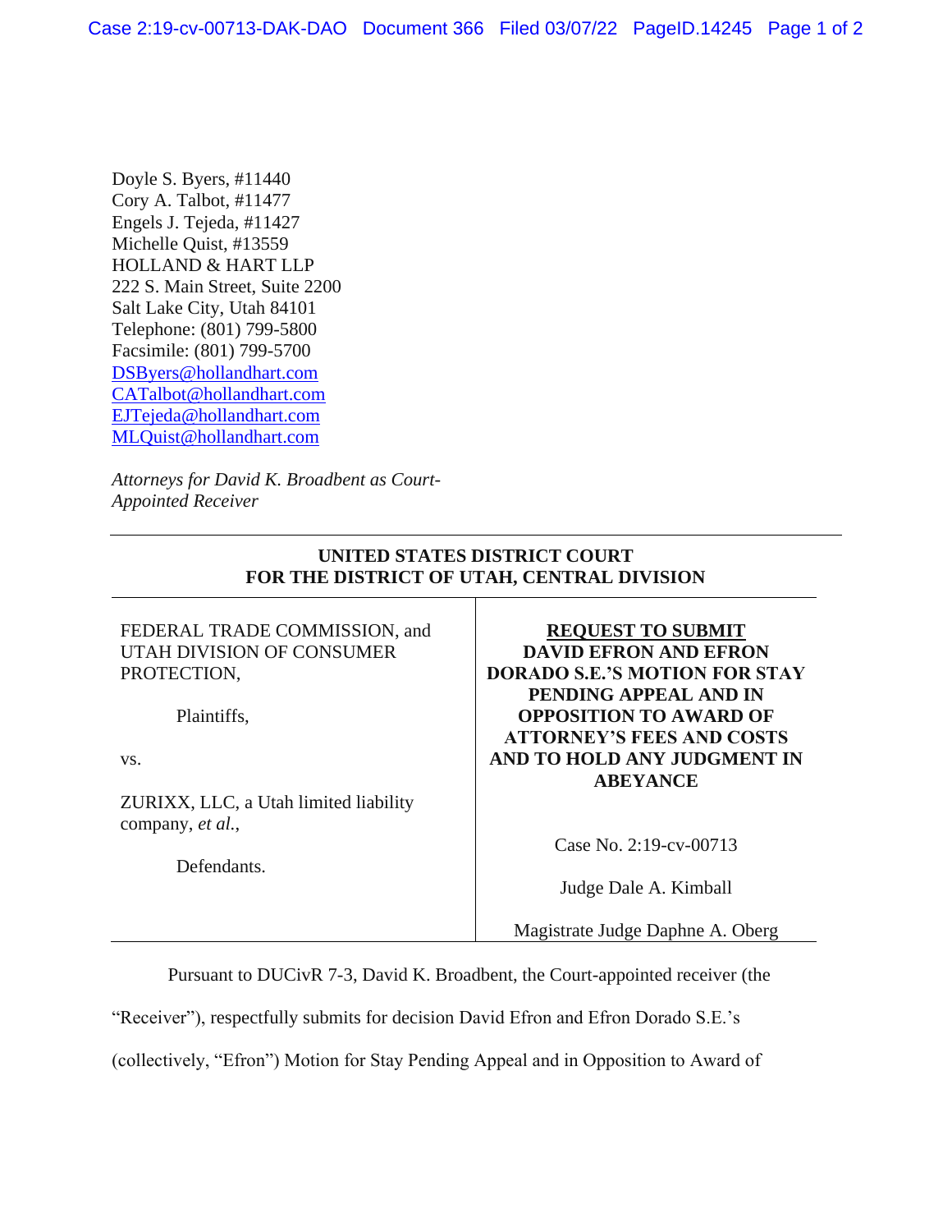Doyle S. Byers, #11440
Cory A. Talbot, #11477
Engels J. Tejeda, #11427
Michelle Quist, #13559
HOLLAND & HART LLP
222 S. Main Street, Suite 2200
Salt Lake City, Utah 84101
Telephone: (801) 799-5800
Facsimile: (801) 799-5700
DSByers@hollandhart.com
CATalbot@hollandhart.com
EJTejeda@hollandhart.com
MLQuist@hollandhart.com

*Attorneys for David K. Broadbent as Court-Appointed Receiver*

**UNITED STATES DISTRICT COURT**
**FOR THE DISTRICT OF UTAH, CENTRAL DIVISION**

| | |
|---|---|
| FEDERAL TRADE COMMISSION, and UTAH DIVISION OF CONSUMER PROTECTION,<br><br>Plaintiffs,<br><br>vs.<br><br>ZURIXX, LLC, a Utah limited liability company, *et al.*,<br><br>Defendants. | **REQUEST TO SUBMIT DAVID EFRON AND EFRON DORADO S.E.'S MOTION FOR STAY PENDING APPEAL AND IN OPPOSITION TO AWARD OF ATTORNEY'S FEES AND COSTS AND TO HOLD ANY JUDGMENT IN ABEYANCE**<br><br>Case No. 2:19-cv-00713<br><br>Judge Dale A. Kimball<br><br>Magistrate Judge Daphne A. Oberg |

Pursuant to DUCivR 7-3, David K. Broadbent, the Court-appointed receiver (the "Receiver"), respectfully submits for decision David Efron and Efron Dorado S.E.'s (collectively, "Efron") Motion for Stay Pending Appeal and in Opposition to Award of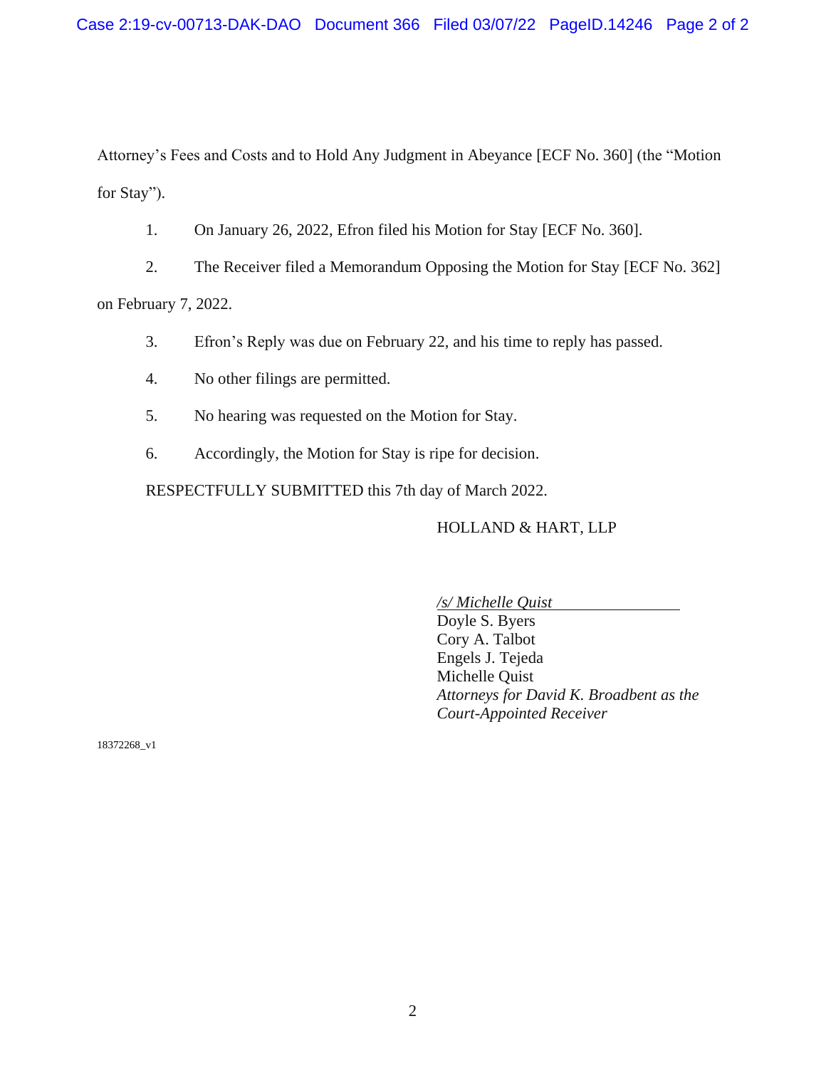Attorney's Fees and Costs and to Hold Any Judgment in Abeyance [ECF No. 360] (the "Motion for Stay").

1. On January 26, 2022, Efron filed his Motion for Stay [ECF No. 360].

2. The Receiver filed a Memorandum Opposing the Motion for Stay [ECF No. 362] on February 7, 2022.

3. Efron's Reply was due on February 22, and his time to reply has passed.

4. No other filings are permitted.

5. No hearing was requested on the Motion for Stay.

6. Accordingly, the Motion for Stay is ripe for decision.

RESPECTFULLY SUBMITTED this 7th day of March 2022.

HOLLAND & HART, LLP

*/s/ Michelle Quist*
Doyle S. Byers
Cory A. Talbot
Engels J. Tejeda
Michelle Quist
*Attorneys for David K. Broadbent as the Court-Appointed Receiver*

18372268_v1